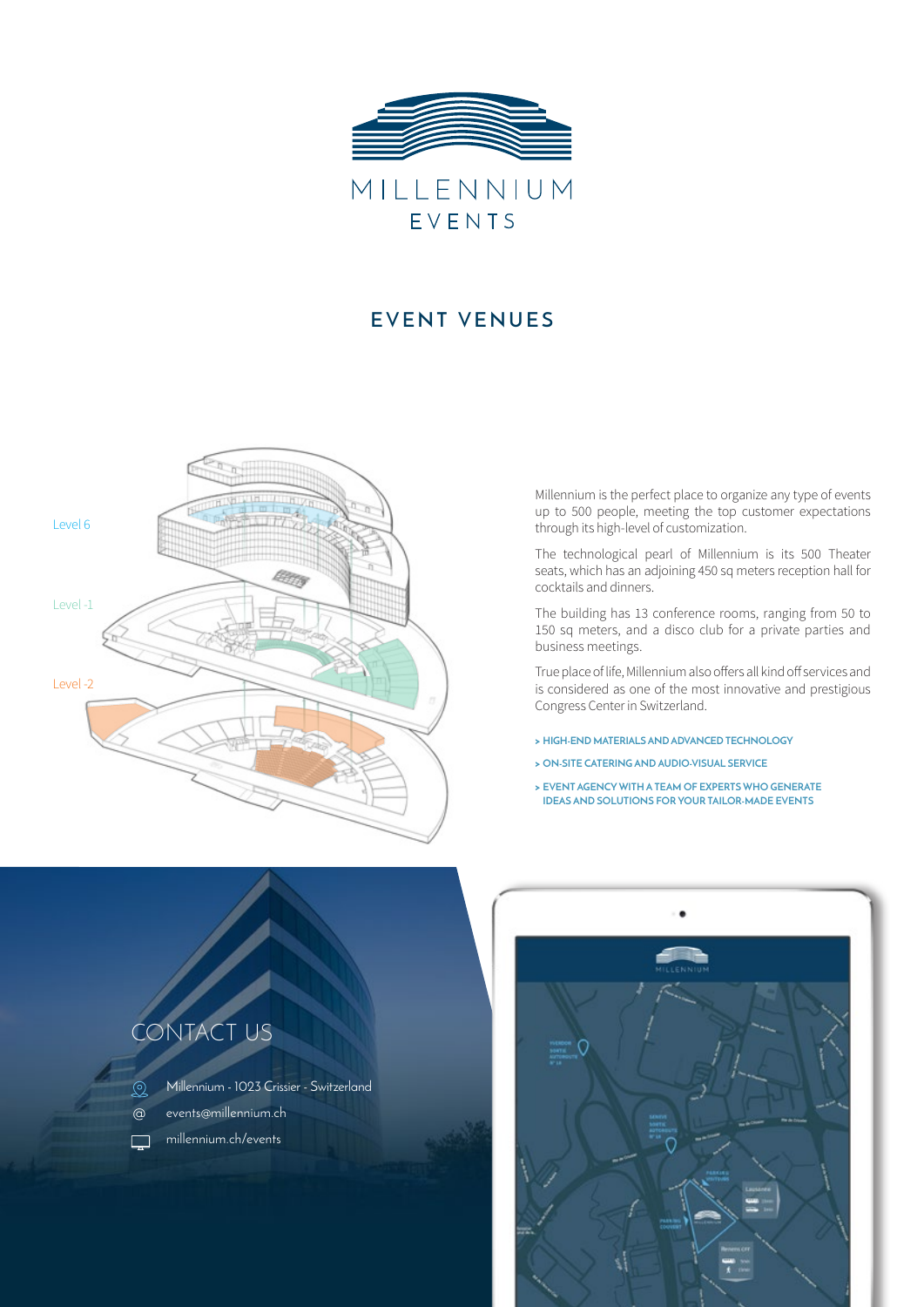MILLENNIUM
EVENTS

## EVENT VENUES

Level 6

Level -1

Level -2

Millennium is the perfect place to organize any type of events up to 500 people, meeting the top customer expectations through its high-level of customization.

The technological pearl of Millennium is its 500 Theater seats, which has an adjoining 450 sq meters reception hall for cocktails and dinners.

The building has 13 conference rooms, ranging from 50 to 150 sq meters, and a disco club for a private parties and business meetings.

True place of life, Millennium also offers all kind off services and is considered as one of the most innovative and prestigious Congress Center in Switzerland.

- **HIGH-END MATERIALS AND ADVANCED TECHNOLOGY**
- **ON-SITE CATERING AND AUDIO-VISUAL SERVICE**
- **EVENT AGENCY WITH A TEAM OF EXPERTS WHO GENERATE IDEAS AND SOLUTIONS FOR YOUR TAILOR-MADE EVENTS**

## CONTACT US

- Millennium - 1023 Crissier - Switzerland
- events@millennium.ch
- millennium.ch/events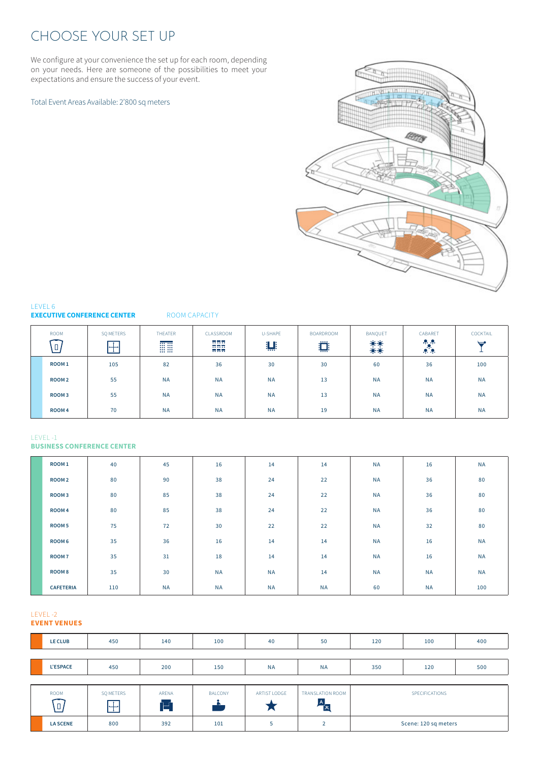# CHOOSE YOUR SET UP

We configure at your convenience the set up for each room, depending on your needs. Here are someone of the possibilities to meet your expectations and ensure the success of your event.

Total Event Areas Available: 2'800 sq meters

LEVEL 6
**EXECUTIVE CONFERENCE CENTER**

ROOM CAPACITY

| ROOM | SQ METERS | THEATER | CLASSROOM | U-SHAPE | BOARDROOM | BANQUET | CABARET | COCKTAIL |
|---|---|---|---|---|---|---|---|---|
| **ROOM 1** | 105 | 82 | 36 | 30 | 30 | 60 | 36 | 100 |
| **ROOM 2** | 55 | NA | NA | NA | 13 | NA | NA | NA |
| **ROOM 3** | 55 | NA | NA | NA | 13 | NA | NA | NA |
| **ROOM 4** | 70 | NA | NA | NA | 19 | NA | NA | NA |

LEVEL -1
**BUSINESS CONFERENCE CENTER**

| ROOM | SQ METERS | THEATER | CLASSROOM | U-SHAPE | BOARDROOM | BANQUET | CABARET | COCKTAIL |
|---|---|---|---|---|---|---|---|---|
| **ROOM 1** | 40 | 45 | 16 | 14 | 14 | NA | 16 | NA |
| **ROOM 2** | 80 | 90 | 38 | 24 | 22 | NA | 36 | 80 |
| **ROOM 3** | 80 | 85 | 38 | 24 | 22 | NA | 36 | 80 |
| **ROOM 4** | 80 | 85 | 38 | 24 | 22 | NA | 36 | 80 |
| **ROOM 5** | 75 | 72 | 30 | 22 | 22 | NA | 32 | 80 |
| **ROOM 6** | 35 | 36 | 16 | 14 | 14 | NA | 16 | NA |
| **ROOM 7** | 35 | 31 | 18 | 14 | 14 | NA | 16 | NA |
| **ROOM 8** | 35 | 30 | NA | NA | 14 | NA | NA | NA |
| **CAFETERIA** | 110 | NA | NA | NA | NA | 60 | NA | 100 |

LEVEL -2
**EVENT VENUES**

| ROOM | SQ METERS | THEATER | CLASSROOM | U-SHAPE | BOARDROOM | BANQUET | CABARET | COCKTAIL |
|---|---|---|---|---|---|---|---|---|
| **LE CLUB** | 450 | 140 | 100 | 40 | 50 | 120 | 100 | 400 |
| **L'ESPACE** | 450 | 200 | 150 | NA | NA | 350 | 120 | 500 |

| ROOM | SQ METERS | ARENA | BALCONY | ARTIST LODGE | TRANSLATION ROOM | SPECIFICATIONS |
|---|---|---|---|---|---|---|
| **LA SCENE** | 800 | 392 | 101 | 5 | 2 | Scene: 120 sq meters |